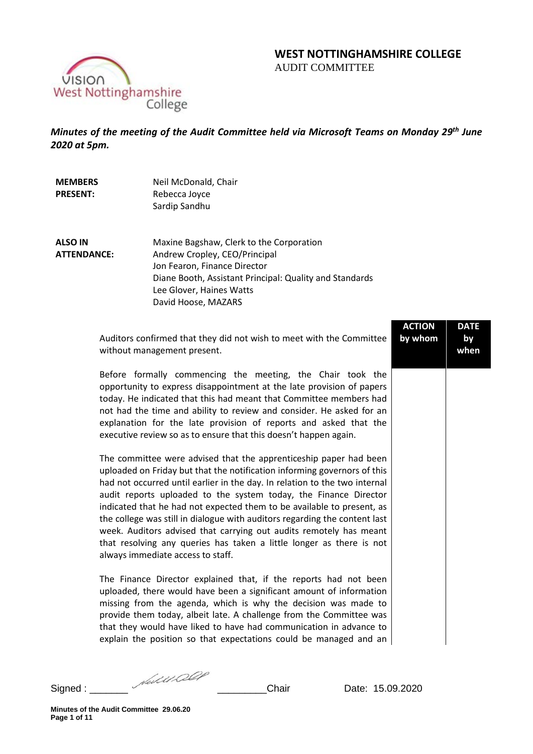## WEST NOTTINGHAMSHIRE COLLEGE
AUDIT COMMITTEE

***Minutes of the meeting of the Audit Committee held via Microsoft Teams on Monday 29th June 2020 at 5pm.***

| | |
|---|---|
| **MEMBERS PRESENT:** | Neil McDonald, Chair<br>Rebecca Joyce<br>Sardip Sandhu |
| **ALSO IN ATTENDANCE:** | Maxine Bagshaw, Clerk to the Corporation<br>Andrew Cropley, CEO/Principal<br>Jon Fearon, Finance Director<br>Diane Booth, Assistant Principal: Quality and Standards<br>Lee Glover, Haines Watts<br>David Hoose, MAZARS |

| | ACTION by whom | DATE by when |
|---|---|---|
| Auditors confirmed that they did not wish to meet with the Committee without management present.<br><br>Before formally commencing the meeting, the Chair took the opportunity to express disappointment at the late provision of papers today. He indicated that this had meant that Committee members had not had the time and ability to review and consider. He asked for an explanation for the late provision of reports and asked that the executive review so as to ensure that this doesn't happen again.<br><br>The committee were advised that the apprenticeship paper had been uploaded on Friday but that the notification informing governors of this had not occurred until earlier in the day. In relation to the two internal audit reports uploaded to the system today, the Finance Director indicated that he had not expected them to be available to present, as the college was still in dialogue with auditors regarding the content last week. Auditors advised that carrying out audits remotely has meant that resolving any queries has taken a little longer as there is not always immediate access to staff.<br><br>The Finance Director explained that, if the reports had not been uploaded, there would have been a significant amount of information missing from the agenda, which is why the decision was made to provide them today, albeit late. A challenge from the Committee was that they would have liked to have had communication in advance to explain the position so that expectations could be managed and an | | |

Signed : _______ _________Chair Date: 15.09.2020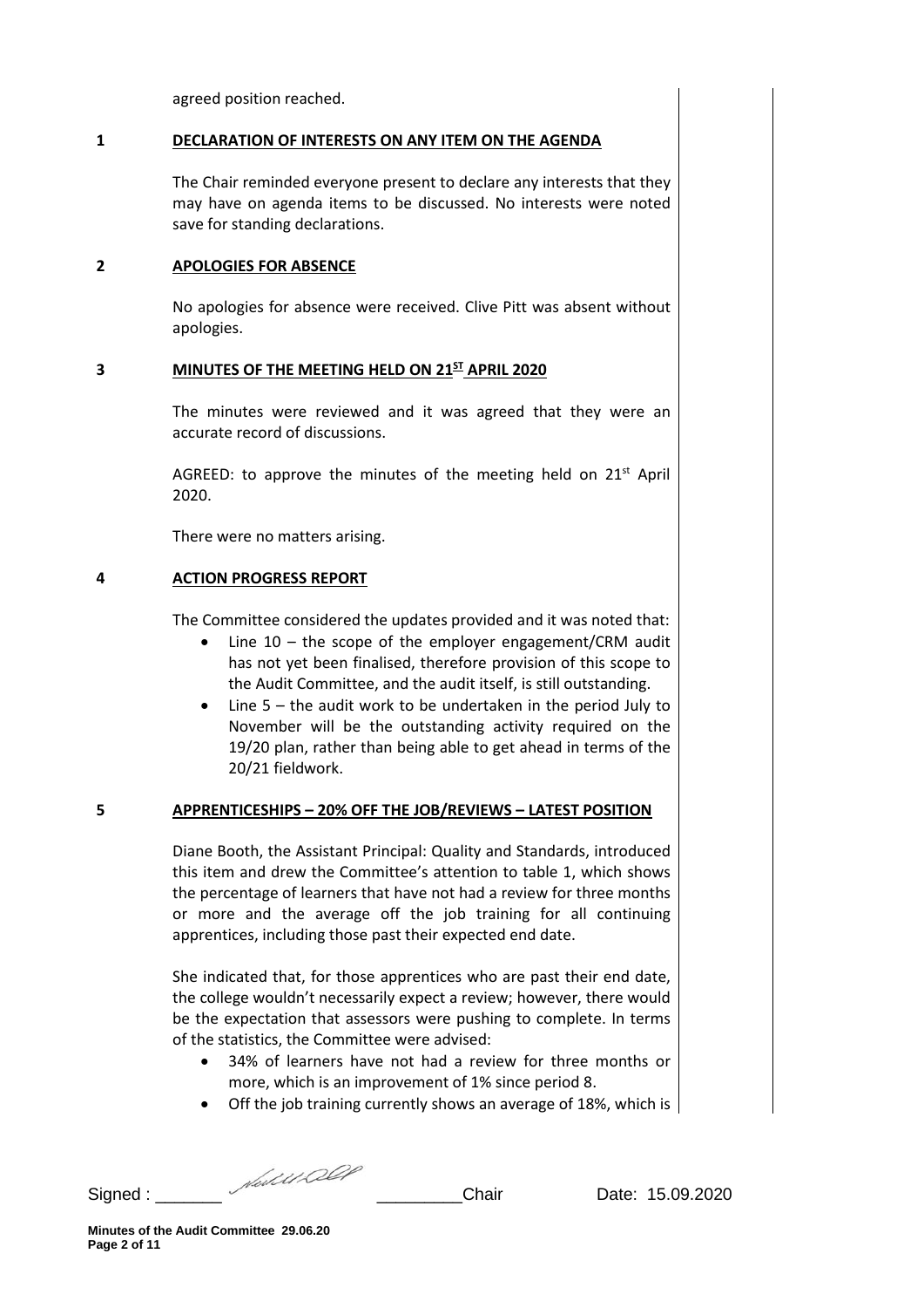agreed position reached.

## 1 DECLARATION OF INTERESTS ON ANY ITEM ON THE AGENDA

The Chair reminded everyone present to declare any interests that they may have on agenda items to be discussed. No interests were noted save for standing declarations.

## 2 APOLOGIES FOR ABSENCE

No apologies for absence were received. Clive Pitt was absent without apologies.

## 3 MINUTES OF THE MEETING HELD ON 21ST APRIL 2020

The minutes were reviewed and it was agreed that they were an accurate record of discussions.

AGREED: to approve the minutes of the meeting held on 21st April 2020.

There were no matters arising.

## 4 ACTION PROGRESS REPORT

The Committee considered the updates provided and it was noted that:

- Line 10 – the scope of the employer engagement/CRM audit has not yet been finalised, therefore provision of this scope to the Audit Committee, and the audit itself, is still outstanding.
- Line 5 – the audit work to be undertaken in the period July to November will be the outstanding activity required on the 19/20 plan, rather than being able to get ahead in terms of the 20/21 fieldwork.

## 5 APPRENTICESHIPS – 20% OFF THE JOB/REVIEWS – LATEST POSITION

Diane Booth, the Assistant Principal: Quality and Standards, introduced this item and drew the Committee's attention to table 1, which shows the percentage of learners that have not had a review for three months or more and the average off the job training for all continuing apprentices, including those past their expected end date.

She indicated that, for those apprentices who are past their end date, the college wouldn't necessarily expect a review; however, there would be the expectation that assessors were pushing to complete. In terms of the statistics, the Committee were advised:

- 34% of learners have not had a review for three months or more, which is an improvement of 1% since period 8.
- Off the job training currently shows an average of 18%, which is

Signed : _______ _________Chair Date: 15.09.2020

Minutes of the Audit Committee 29.06.20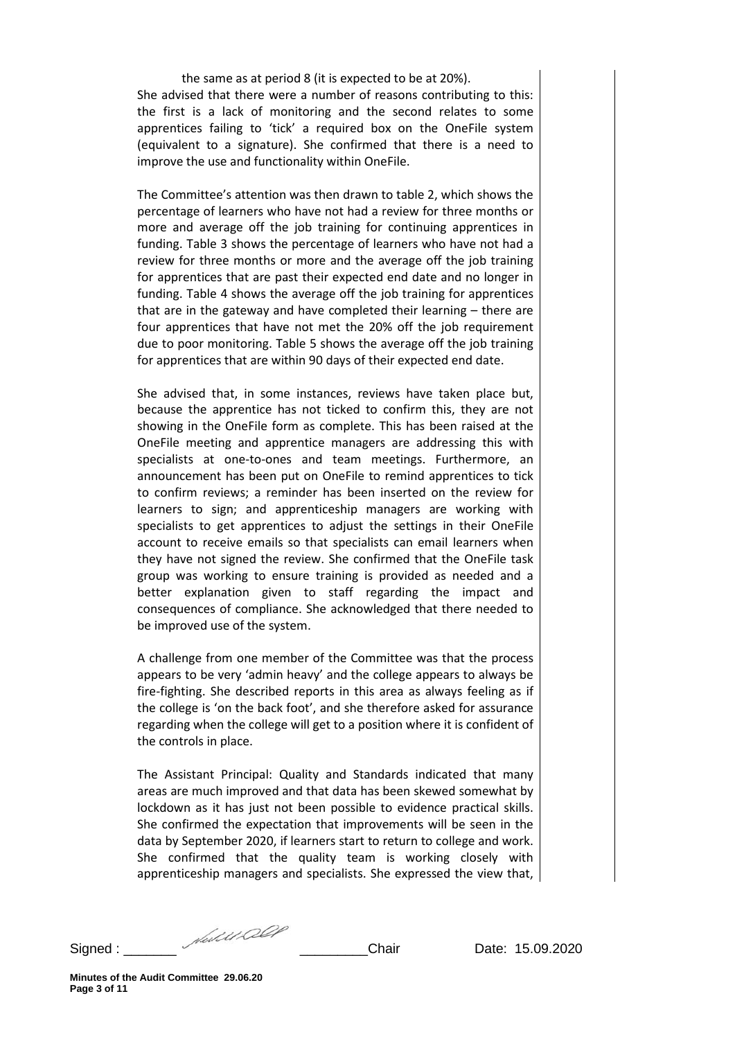the same as at period 8 (it is expected to be at 20%).

She advised that there were a number of reasons contributing to this: the first is a lack of monitoring and the second relates to some apprentices failing to 'tick' a required box on the OneFile system (equivalent to a signature). She confirmed that there is a need to improve the use and functionality within OneFile.

The Committee's attention was then drawn to table 2, which shows the percentage of learners who have not had a review for three months or more and average off the job training for continuing apprentices in funding. Table 3 shows the percentage of learners who have not had a review for three months or more and the average off the job training for apprentices that are past their expected end date and no longer in funding. Table 4 shows the average off the job training for apprentices that are in the gateway and have completed their learning – there are four apprentices that have not met the 20% off the job requirement due to poor monitoring. Table 5 shows the average off the job training for apprentices that are within 90 days of their expected end date.

She advised that, in some instances, reviews have taken place but, because the apprentice has not ticked to confirm this, they are not showing in the OneFile form as complete. This has been raised at the OneFile meeting and apprentice managers are addressing this with specialists at one-to-ones and team meetings. Furthermore, an announcement has been put on OneFile to remind apprentices to tick to confirm reviews; a reminder has been inserted on the review for learners to sign; and apprenticeship managers are working with specialists to get apprentices to adjust the settings in their OneFile account to receive emails so that specialists can email learners when they have not signed the review. She confirmed that the OneFile task group was working to ensure training is provided as needed and a better explanation given to staff regarding the impact and consequences of compliance. She acknowledged that there needed to be improved use of the system.

A challenge from one member of the Committee was that the process appears to be very 'admin heavy' and the college appears to always be fire-fighting. She described reports in this area as always feeling as if the college is 'on the back foot', and she therefore asked for assurance regarding when the college will get to a position where it is confident of the controls in place.

The Assistant Principal: Quality and Standards indicated that many areas are much improved and that data has been skewed somewhat by lockdown as it has just not been possible to evidence practical skills. She confirmed the expectation that improvements will be seen in the data by September 2020, if learners start to return to college and work. She confirmed that the quality team is working closely with apprenticeship managers and specialists. She expressed the view that,

Signed : _______ _________Chair Date: 15.09.2020

**Minutes of the Audit Committee 29.06.20**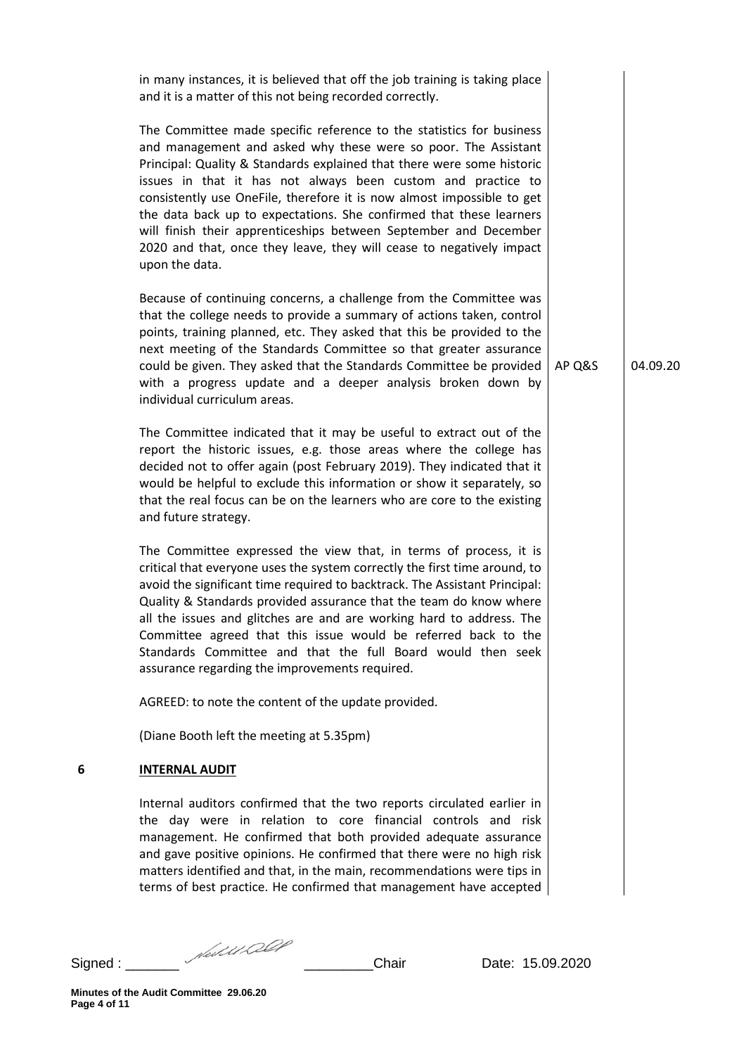in many instances, it is believed that off the job training is taking place and it is a matter of this not being recorded correctly.

The Committee made specific reference to the statistics for business and management and asked why these were so poor. The Assistant Principal: Quality & Standards explained that there were some historic issues in that it has not always been custom and practice to consistently use OneFile, therefore it is now almost impossible to get the data back up to expectations. She confirmed that these learners will finish their apprenticeships between September and December 2020 and that, once they leave, they will cease to negatively impact upon the data.

Because of continuing concerns, a challenge from the Committee was that the college needs to provide a summary of actions taken, control points, training planned, etc. They asked that this be provided to the next meeting of the Standards Committee so that greater assurance could be given. They asked that the Standards Committee be provided with a progress update and a deeper analysis broken down by individual curriculum areas. — **AP Q&S** — **04.09.20**

The Committee indicated that it may be useful to extract out of the report the historic issues, e.g. those areas where the college has decided not to offer again (post February 2019). They indicated that it would be helpful to exclude this information or show it separately, so that the real focus can be on the learners who are core to the existing and future strategy.

The Committee expressed the view that, in terms of process, it is critical that everyone uses the system correctly the first time around, to avoid the significant time required to backtrack. The Assistant Principal: Quality & Standards provided assurance that the team do know where all the issues and glitches are and are working hard to address. The Committee agreed that this issue would be referred back to the Standards Committee and that the full Board would then seek assurance regarding the improvements required.

AGREED: to note the content of the update provided.

(Diane Booth left the meeting at 5.35pm)

## 6 INTERNAL AUDIT

Internal auditors confirmed that the two reports circulated earlier in the day were in relation to core financial controls and risk management. He confirmed that both provided adequate assurance and gave positive opinions. He confirmed that there were no high risk matters identified and that, in the main, recommendations were tips in terms of best practice. He confirmed that management have accepted

Signed : _______ _________Chair Date: 15.09.2020

**Minutes of the Audit Committee 29.06.20**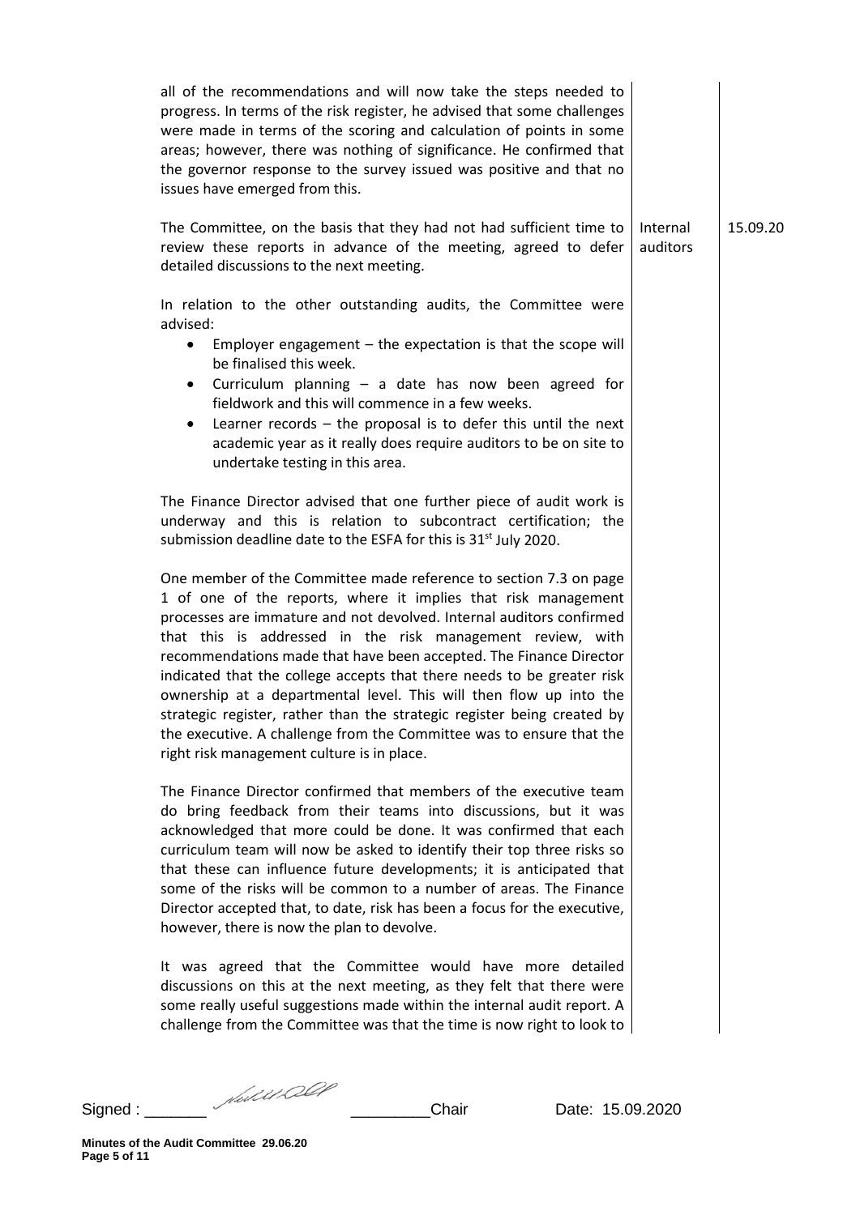| | | |
|---|---|---|
| all of the recommendations and will now take the steps needed to progress. In terms of the risk register, he advised that some challenges were made in terms of the scoring and calculation of points in some areas; however, there was nothing of significance. He confirmed that the governor response to the survey issued was positive and that no issues have emerged from this. | | |
| The Committee, on the basis that they had not had sufficient time to review these reports in advance of the meeting, agreed to defer detailed discussions to the next meeting. | Internal auditors | 15.09.20 |

In relation to the other outstanding audits, the Committee were advised:

- Employer engagement – the expectation is that the scope will be finalised this week.
- Curriculum planning – a date has now been agreed for fieldwork and this will commence in a few weeks.
- Learner records – the proposal is to defer this until the next academic year as it really does require auditors to be on site to undertake testing in this area.

The Finance Director advised that one further piece of audit work is underway and this is relation to subcontract certification; the submission deadline date to the ESFA for this is 31st July 2020.

One member of the Committee made reference to section 7.3 on page 1 of one of the reports, where it implies that risk management processes are immature and not devolved. Internal auditors confirmed that this is addressed in the risk management review, with recommendations made that have been accepted. The Finance Director indicated that the college accepts that there needs to be greater risk ownership at a departmental level. This will then flow up into the strategic register, rather than the strategic register being created by the executive. A challenge from the Committee was to ensure that the right risk management culture is in place.

The Finance Director confirmed that members of the executive team do bring feedback from their teams into discussions, but it was acknowledged that more could be done. It was confirmed that each curriculum team will now be asked to identify their top three risks so that these can influence future developments; it is anticipated that some of the risks will be common to a number of areas. The Finance Director accepted that, to date, risk has been a focus for the executive, however, there is now the plan to devolve.

It was agreed that the Committee would have more detailed discussions on this at the next meeting, as they felt that there were some really useful suggestions made within the internal audit report. A challenge from the Committee was that the time is now right to look to

Signed : _______ _________Chair Date: 15.09.2020

**Minutes of the Audit Committee 29.06.20**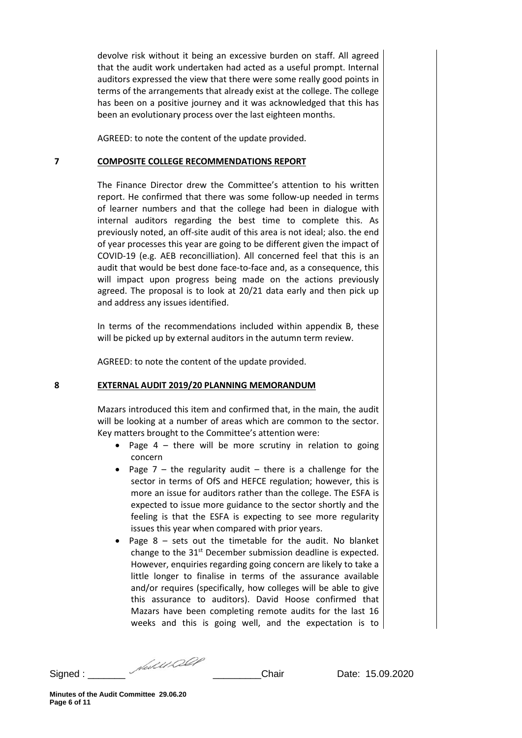devolve risk without it being an excessive burden on staff. All agreed that the audit work undertaken had acted as a useful prompt. Internal auditors expressed the view that there were some really good points in terms of the arrangements that already exist at the college. The college has been on a positive journey and it was acknowledged that this has been an evolutionary process over the last eighteen months.

AGREED: to note the content of the update provided.

## 7 COMPOSITE COLLEGE RECOMMENDATIONS REPORT

The Finance Director drew the Committee's attention to his written report. He confirmed that there was some follow-up needed in terms of learner numbers and that the college had been in dialogue with internal auditors regarding the best time to complete this. As previously noted, an off-site audit of this area is not ideal; also. the end of year processes this year are going to be different given the impact of COVID-19 (e.g. AEB reconcilliation). All concerned feel that this is an audit that would be best done face-to-face and, as a consequence, this will impact upon progress being made on the actions previously agreed. The proposal is to look at 20/21 data early and then pick up and address any issues identified.

In terms of the recommendations included within appendix B, these will be picked up by external auditors in the autumn term review.

AGREED: to note the content of the update provided.

## 8 EXTERNAL AUDIT 2019/20 PLANNING MEMORANDUM

Mazars introduced this item and confirmed that, in the main, the audit will be looking at a number of areas which are common to the sector. Key matters brought to the Committee's attention were:

- Page 4 – there will be more scrutiny in relation to going concern
- Page 7 – the regularity audit – there is a challenge for the sector in terms of OfS and HEFCE regulation; however, this is more an issue for auditors rather than the college. The ESFA is expected to issue more guidance to the sector shortly and the feeling is that the ESFA is expecting to see more regularity issues this year when compared with prior years.
- Page 8 – sets out the timetable for the audit. No blanket change to the 31st December submission deadline is expected. However, enquiries regarding going concern are likely to take a little longer to finalise in terms of the assurance available and/or requires (specifically, how colleges will be able to give this assurance to auditors). David Hoose confirmed that Mazars have been completing remote audits for the last 16 weeks and this is going well, and the expectation is to

Signed : _______ _________Chair Date: 15.09.2020

**Minutes of the Audit Committee 29.06.20**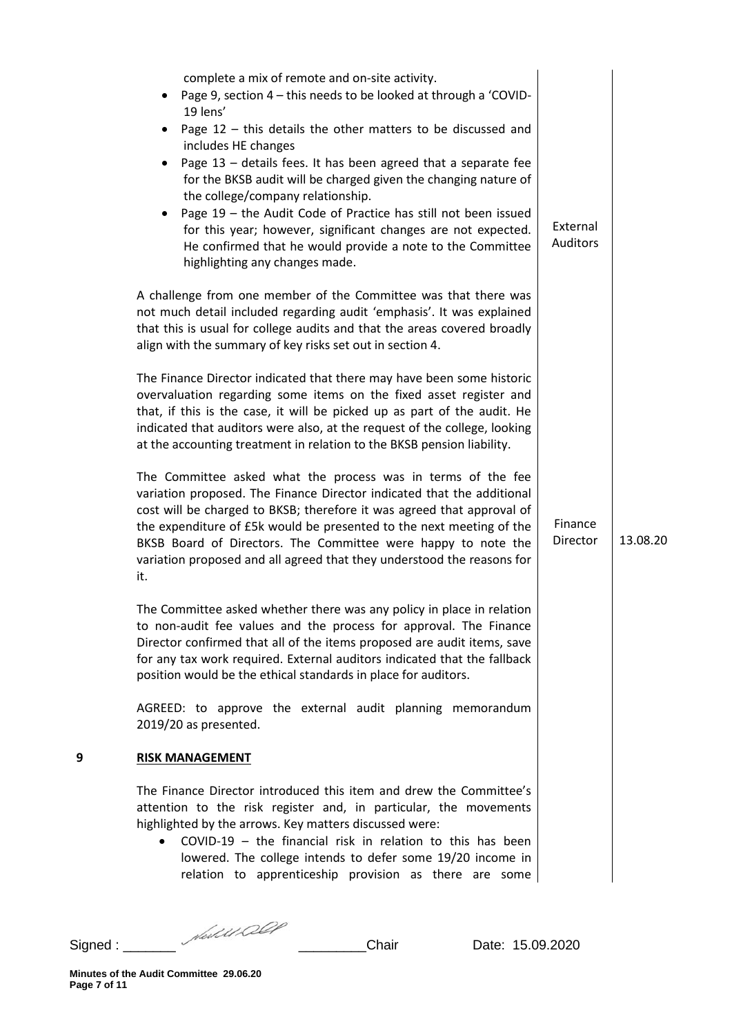complete a mix of remote and on-site activity.

- Page 9, section 4 – this needs to be looked at through a 'COVID-19 lens'
- Page 12 – this details the other matters to be discussed and includes HE changes
- Page 13 – details fees. It has been agreed that a separate fee for the BKSB audit will be charged given the changing nature of the college/company relationship.
- Page 19 – the Audit Code of Practice has still not been issued for this year; however, significant changes are not expected. He confirmed that he would provide a note to the Committee highlighting any changes made. — **External Auditors**

A challenge from one member of the Committee was that there was not much detail included regarding audit 'emphasis'. It was explained that this is usual for college audits and that the areas covered broadly align with the summary of key risks set out in section 4.

The Finance Director indicated that there may have been some historic overvaluation regarding some items on the fixed asset register and that, if this is the case, it will be picked up as part of the audit. He indicated that auditors were also, at the request of the college, looking at the accounting treatment in relation to the BKSB pension liability.

The Committee asked what the process was in terms of the fee variation proposed. The Finance Director indicated that the additional cost will be charged to BKSB; therefore it was agreed that approval of the expenditure of £5k would be presented to the next meeting of the BKSB Board of Directors. The Committee were happy to note the variation proposed and all agreed that they understood the reasons for it. — **Finance Director** — **13.08.20**

The Committee asked whether there was any policy in place in relation to non-audit fee values and the process for approval. The Finance Director confirmed that all of the items proposed are audit items, save for any tax work required. External auditors indicated that the fallback position would be the ethical standards in place for auditors.

AGREED: to approve the external audit planning memorandum 2019/20 as presented.

**9 RISK MANAGEMENT**

The Finance Director introduced this item and drew the Committee's attention to the risk register and, in particular, the movements highlighted by the arrows. Key matters discussed were:

- COVID-19 – the financial risk in relation to this has been lowered. The college intends to defer some 19/20 income in relation to apprenticeship provision as there are some

Signed : _______ _________Chair Date: 15.09.2020

Minutes of the Audit Committee 29.06.20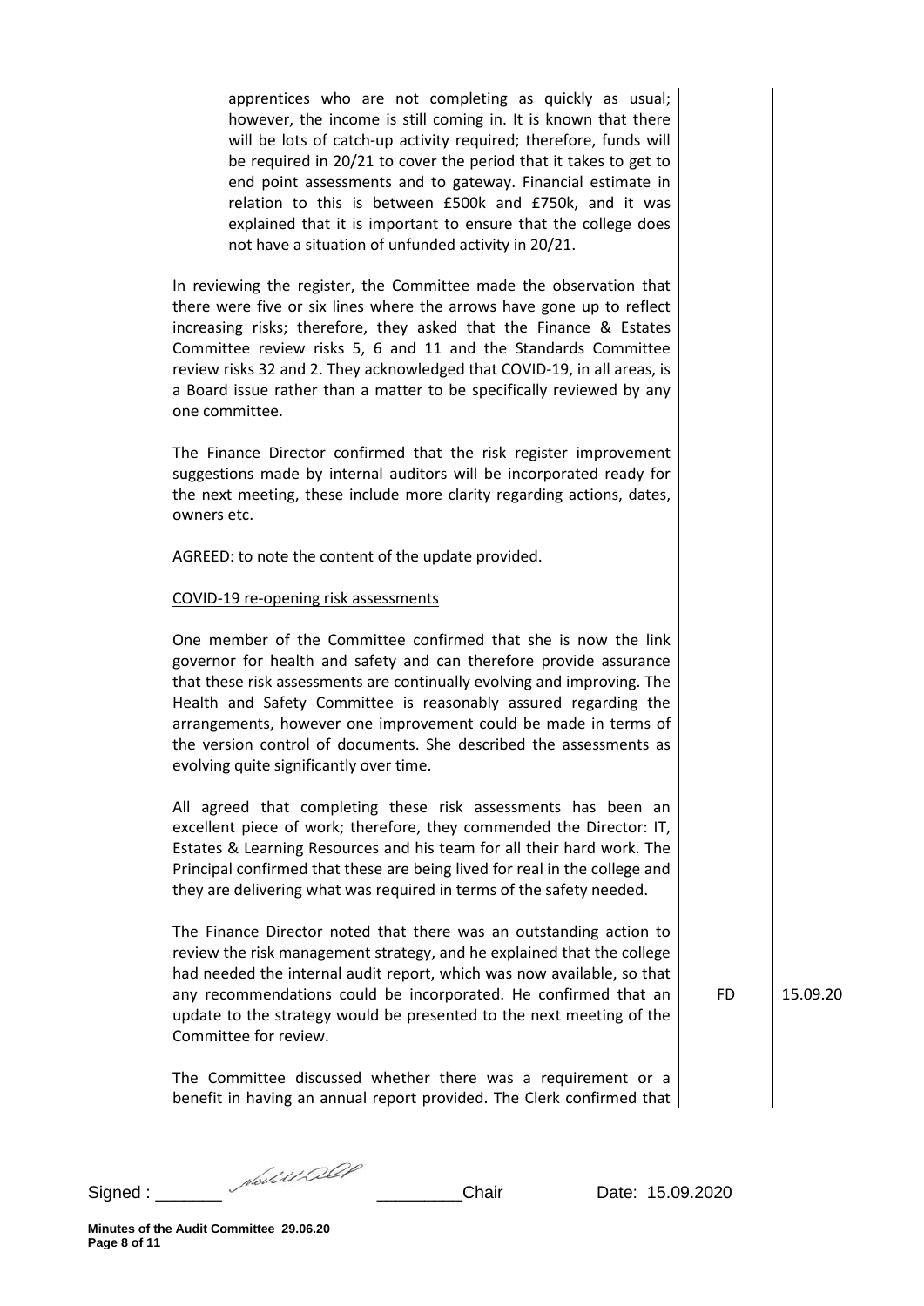apprentices who are not completing as quickly as usual; however, the income is still coming in. It is known that there will be lots of catch-up activity required; therefore, funds will be required in 20/21 to cover the period that it takes to get to end point assessments and to gateway. Financial estimate in relation to this is between £500k and £750k, and it was explained that it is important to ensure that the college does not have a situation of unfunded activity in 20/21.

In reviewing the register, the Committee made the observation that there were five or six lines where the arrows have gone up to reflect increasing risks; therefore, they asked that the Finance & Estates Committee review risks 5, 6 and 11 and the Standards Committee review risks 32 and 2. They acknowledged that COVID-19, in all areas, is a Board issue rather than a matter to be specifically reviewed by any one committee.

The Finance Director confirmed that the risk register improvement suggestions made by internal auditors will be incorporated ready for the next meeting, these include more clarity regarding actions, dates, owners etc.

AGREED: to note the content of the update provided.

COVID-19 re-opening risk assessments

One member of the Committee confirmed that she is now the link governor for health and safety and can therefore provide assurance that these risk assessments are continually evolving and improving. The Health and Safety Committee is reasonably assured regarding the arrangements, however one improvement could be made in terms of the version control of documents. She described the assessments as evolving quite significantly over time.

All agreed that completing these risk assessments has been an excellent piece of work; therefore, they commended the Director: IT, Estates & Learning Resources and his team for all their hard work. The Principal confirmed that these are being lived for real in the college and they are delivering what was required in terms of the safety needed.

The Finance Director noted that there was an outstanding action to review the risk management strategy, and he explained that the college had needed the internal audit report, which was now available, so that any recommendations could be incorporated. He confirmed that an update to the strategy would be presented to the next meeting of the Committee for review. — FD — 15.09.20

The Committee discussed whether there was a requirement or a benefit in having an annual report provided. The Clerk confirmed that

Signed : _______ _________Chair Date: 15.09.2020

Minutes of the Audit Committee 29.06.20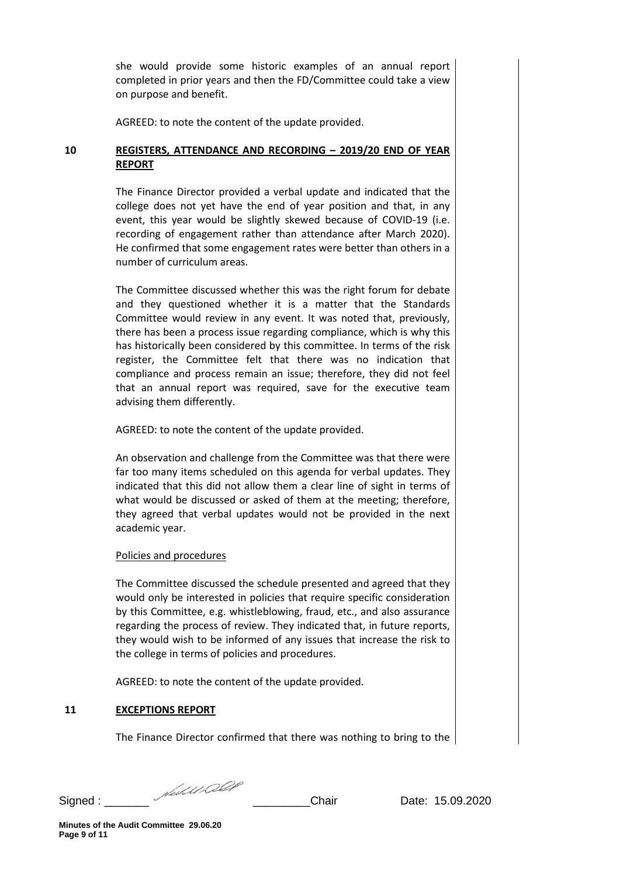she would provide some historic examples of an annual report completed in prior years and then the FD/Committee could take a view on purpose and benefit.

AGREED: to note the content of the update provided.

**10 REGISTERS, ATTENDANCE AND RECORDING – 2019/20 END OF YEAR REPORT**

The Finance Director provided a verbal update and indicated that the college does not yet have the end of year position and that, in any event, this year would be slightly skewed because of COVID-19 (i.e. recording of engagement rather than attendance after March 2020). He confirmed that some engagement rates were better than others in a number of curriculum areas.

The Committee discussed whether this was the right forum for debate and they questioned whether it is a matter that the Standards Committee would review in any event. It was noted that, previously, there has been a process issue regarding compliance, which is why this has historically been considered by this committee. In terms of the risk register, the Committee felt that there was no indication that compliance and process remain an issue; therefore, they did not feel that an annual report was required, save for the executive team advising them differently.

AGREED: to note the content of the update provided.

An observation and challenge from the Committee was that there were far too many items scheduled on this agenda for verbal updates. They indicated that this did not allow them a clear line of sight in terms of what would be discussed or asked of them at the meeting; therefore, they agreed that verbal updates would not be provided in the next academic year.

Policies and procedures

The Committee discussed the schedule presented and agreed that they would only be interested in policies that require specific consideration by this Committee, e.g. whistleblowing, fraud, etc., and also assurance regarding the process of review. They indicated that, in future reports, they would wish to be informed of any issues that increase the risk to the college in terms of policies and procedures.

AGREED: to note the content of the update provided.

**11 EXCEPTIONS REPORT**

The Finance Director confirmed that there was nothing to bring to the

Signed : \_\_\_\_\_\_\_ \_\_\_\_\_\_\_\_\_Chair Date: 15.09.2020

**Minutes of the Audit Committee 29.06.20**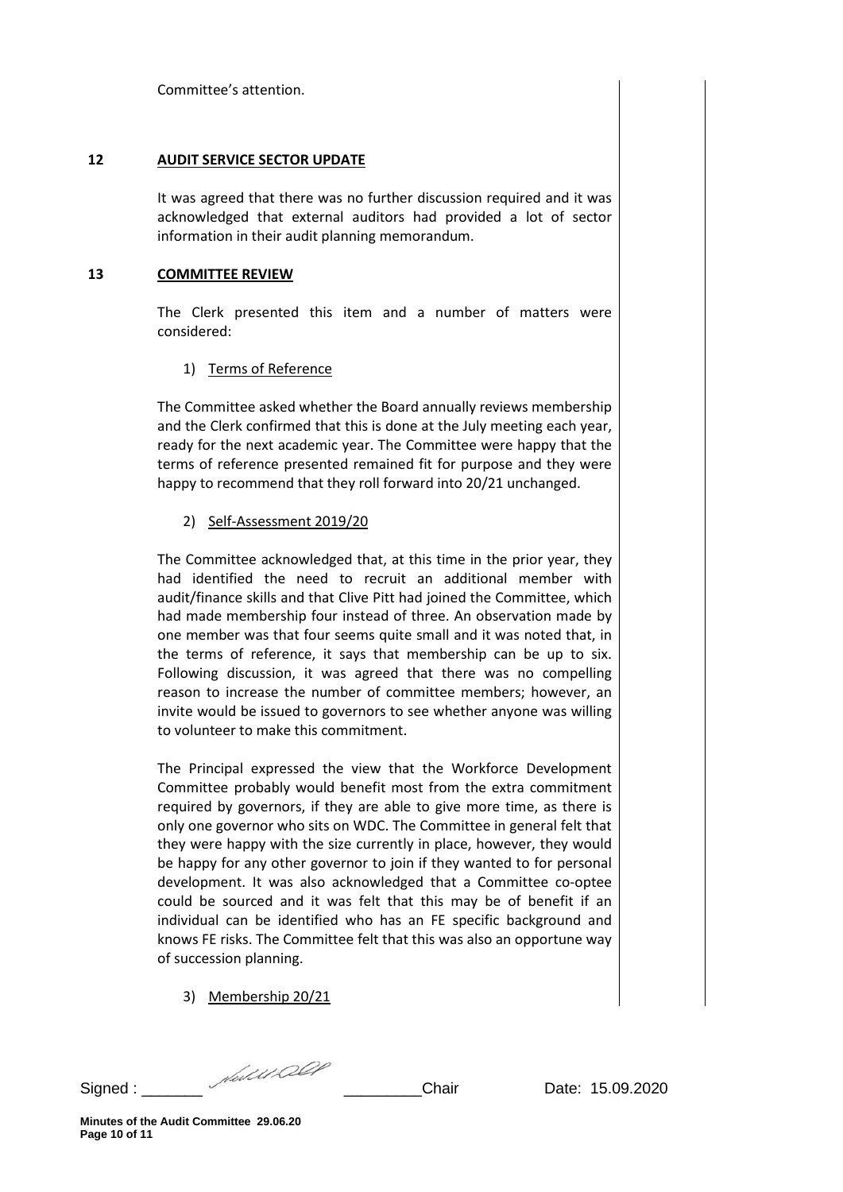Committee's attention.

## 12 AUDIT SERVICE SECTOR UPDATE

It was agreed that there was no further discussion required and it was acknowledged that external auditors had provided a lot of sector information in their audit planning memorandum.

## 13 COMMITTEE REVIEW

The Clerk presented this item and a number of matters were considered:

1) Terms of Reference

The Committee asked whether the Board annually reviews membership and the Clerk confirmed that this is done at the July meeting each year, ready for the next academic year. The Committee were happy that the terms of reference presented remained fit for purpose and they were happy to recommend that they roll forward into 20/21 unchanged.

2) Self-Assessment 2019/20

The Committee acknowledged that, at this time in the prior year, they had identified the need to recruit an additional member with audit/finance skills and that Clive Pitt had joined the Committee, which had made membership four instead of three. An observation made by one member was that four seems quite small and it was noted that, in the terms of reference, it says that membership can be up to six. Following discussion, it was agreed that there was no compelling reason to increase the number of committee members; however, an invite would be issued to governors to see whether anyone was willing to volunteer to make this commitment.

The Principal expressed the view that the Workforce Development Committee probably would benefit most from the extra commitment required by governors, if they are able to give more time, as there is only one governor who sits on WDC. The Committee in general felt that they were happy with the size currently in place, however, they would be happy for any other governor to join if they wanted to for personal development. It was also acknowledged that a Committee co-optee could be sourced and it was felt that this may be of benefit if an individual can be identified who has an FE specific background and knows FE risks. The Committee felt that this was also an opportune way of succession planning.

3) Membership 20/21

Signed : _______ _________Chair Date: 15.09.2020

Minutes of the Audit Committee 29.06.20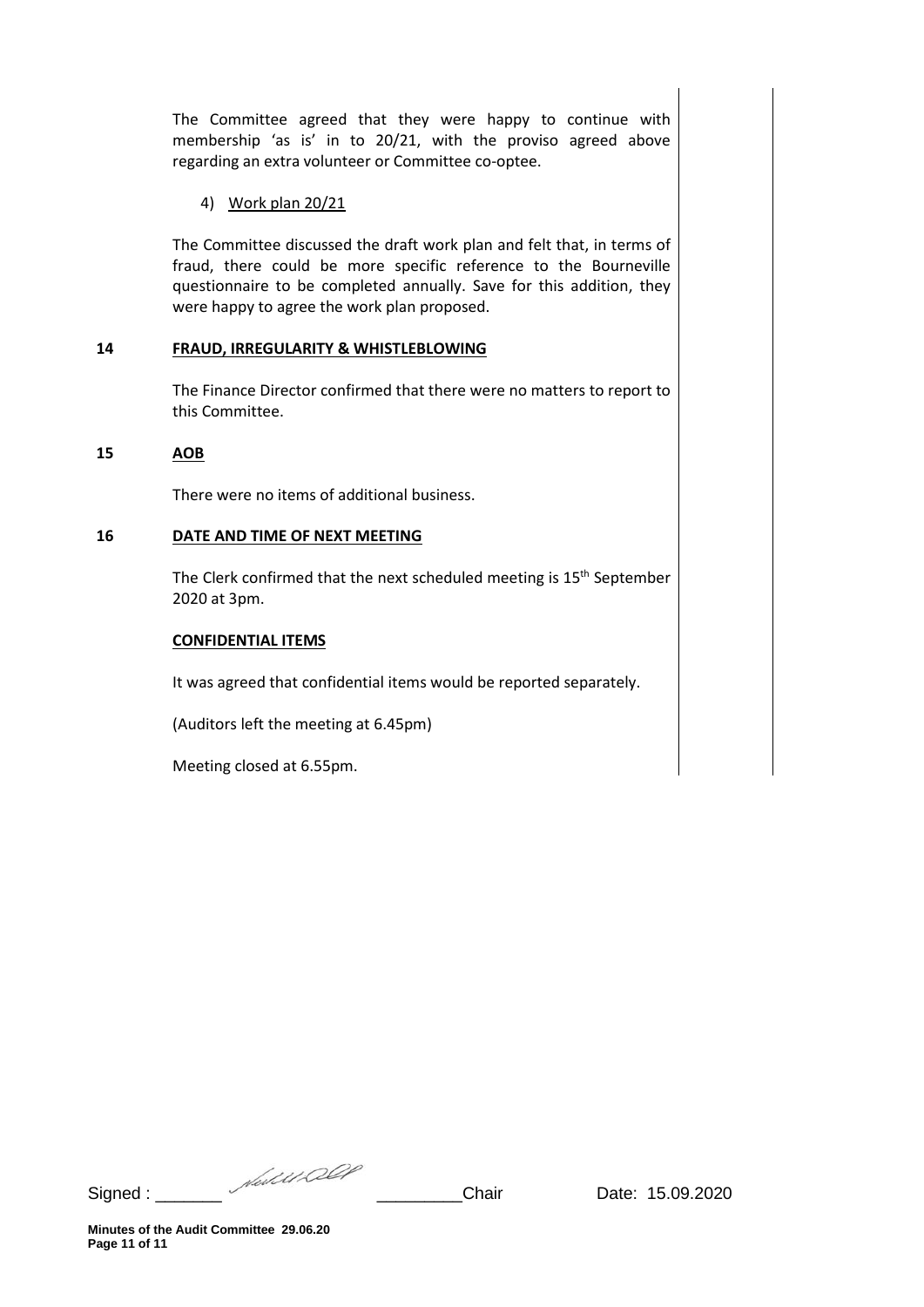The Committee agreed that they were happy to continue with membership 'as is' in to 20/21, with the proviso agreed above regarding an extra volunteer or Committee co-optee.

4) Work plan 20/21

The Committee discussed the draft work plan and felt that, in terms of fraud, there could be more specific reference to the Bourneville questionnaire to be completed annually. Save for this addition, they were happy to agree the work plan proposed.

**14 FRAUD, IRREGULARITY & WHISTLEBLOWING**

The Finance Director confirmed that there were no matters to report to this Committee.

**15 AOB**

There were no items of additional business.

**16 DATE AND TIME OF NEXT MEETING**

The Clerk confirmed that the next scheduled meeting is 15th September 2020 at 3pm.

**CONFIDENTIAL ITEMS**

It was agreed that confidential items would be reported separately.

(Auditors left the meeting at 6.45pm)

Meeting closed at 6.55pm.

Signed : _______ [signature] _________Chair Date: 15.09.2020

**Minutes of the Audit Committee 29.06.20**